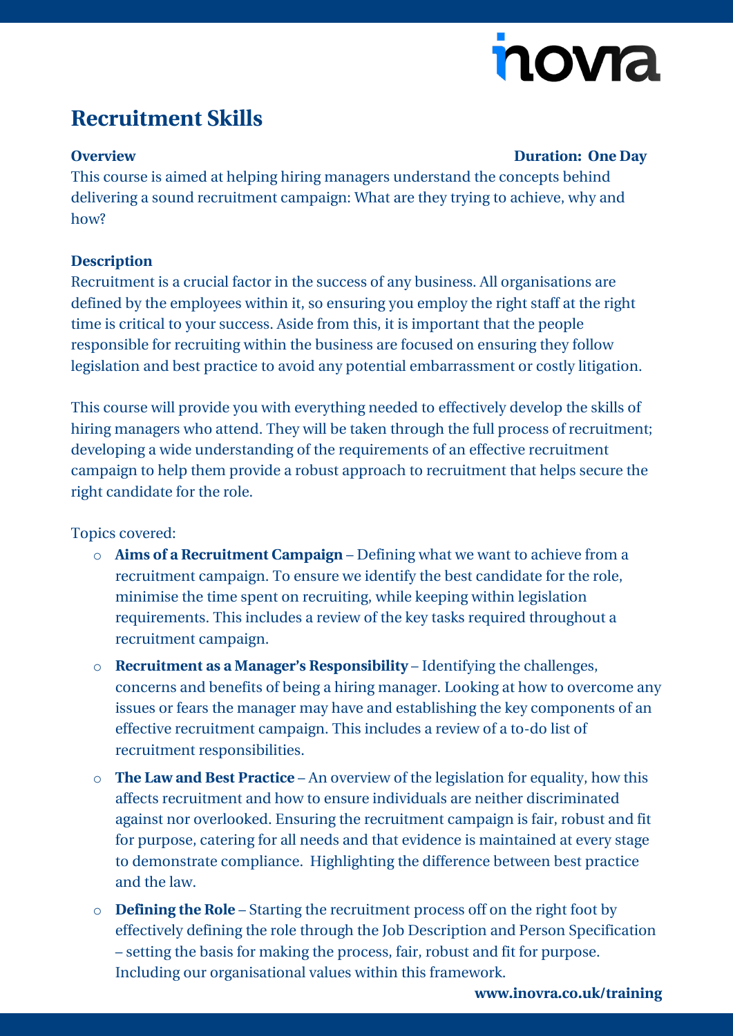# Recruitment Skills

**Overview** **Duration: One Day**

This course is aimed at helping hiring managers understand the concepts behind delivering a sound recruitment campaign: What are they trying to achieve, why and how?

**Description**

Recruitment is a crucial factor in the success of any business. All organisations are defined by the employees within it, so ensuring you employ the right staff at the right time is critical to your success. Aside from this, it is important that the people responsible for recruiting within the business are focused on ensuring they follow legislation and best practice to avoid any potential embarrassment or costly litigation.

This course will provide you with everything needed to effectively develop the skills of hiring managers who attend. They will be taken through the full process of recruitment; developing a wide understanding of the requirements of an effective recruitment campaign to help them provide a robust approach to recruitment that helps secure the right candidate for the role.

Topics covered:

- **Aims of a Recruitment Campaign** – Defining what we want to achieve from a recruitment campaign. To ensure we identify the best candidate for the role, minimise the time spent on recruiting, while keeping within legislation requirements. This includes a review of the key tasks required throughout a recruitment campaign.
- **Recruitment as a Manager's Responsibility** – Identifying the challenges, concerns and benefits of being a hiring manager. Looking at how to overcome any issues or fears the manager may have and establishing the key components of an effective recruitment campaign. This includes a review of a to-do list of recruitment responsibilities.
- **The Law and Best Practice** – An overview of the legislation for equality, how this affects recruitment and how to ensure individuals are neither discriminated against nor overlooked. Ensuring the recruitment campaign is fair, robust and fit for purpose, catering for all needs and that evidence is maintained at every stage to demonstrate compliance. Highlighting the difference between best practice and the law.
- **Defining the Role** – Starting the recruitment process off on the right foot by effectively defining the role through the Job Description and Person Specification – setting the basis for making the process, fair, robust and fit for purpose. Including our organisational values within this framework.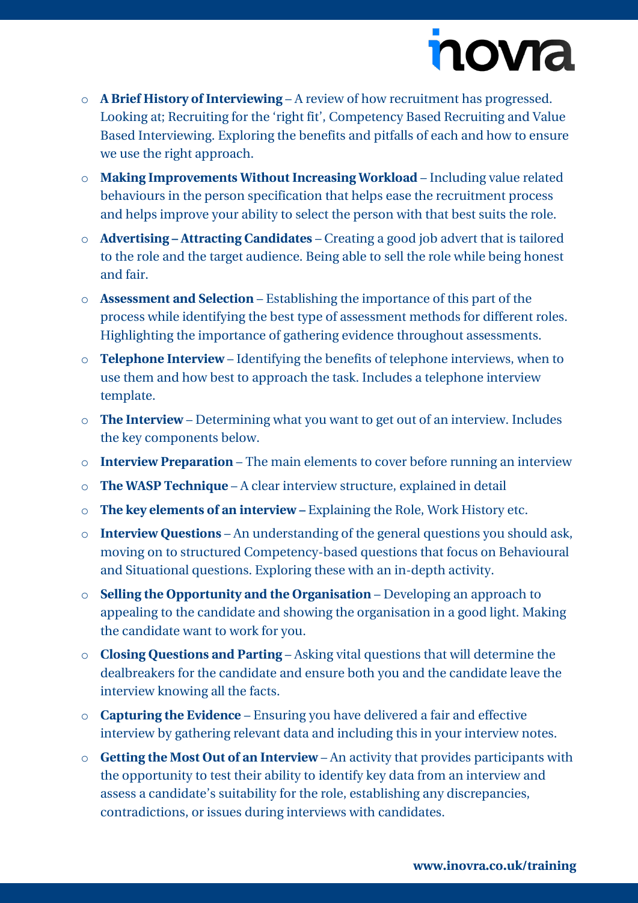- **A Brief History of Interviewing** – A review of how recruitment has progressed. Looking at; Recruiting for the 'right fit', Competency Based Recruiting and Value Based Interviewing. Exploring the benefits and pitfalls of each and how to ensure we use the right approach.
- **Making Improvements Without Increasing Workload** – Including value related behaviours in the person specification that helps ease the recruitment process and helps improve your ability to select the person with that best suits the role.
- **Advertising – Attracting Candidates** – Creating a good job advert that is tailored to the role and the target audience. Being able to sell the role while being honest and fair.
- **Assessment and Selection** – Establishing the importance of this part of the process while identifying the best type of assessment methods for different roles. Highlighting the importance of gathering evidence throughout assessments.
- **Telephone Interview** – Identifying the benefits of telephone interviews, when to use them and how best to approach the task. Includes a telephone interview template.
- **The Interview** – Determining what you want to get out of an interview. Includes the key components below.
- **Interview Preparation** – The main elements to cover before running an interview
- **The WASP Technique** – A clear interview structure, explained in detail
- **The key elements of an interview –** Explaining the Role, Work History etc.
- **Interview Questions** – An understanding of the general questions you should ask, moving on to structured Competency-based questions that focus on Behavioural and Situational questions. Exploring these with an in-depth activity.
- **Selling the Opportunity and the Organisation** – Developing an approach to appealing to the candidate and showing the organisation in a good light. Making the candidate want to work for you.
- **Closing Questions and Parting** – Asking vital questions that will determine the dealbreakers for the candidate and ensure both you and the candidate leave the interview knowing all the facts.
- **Capturing the Evidence** – Ensuring you have delivered a fair and effective interview by gathering relevant data and including this in your interview notes.
- **Getting the Most Out of an Interview** – An activity that provides participants with the opportunity to test their ability to identify key data from an interview and assess a candidate's suitability for the role, establishing any discrepancies, contradictions, or issues during interviews with candidates.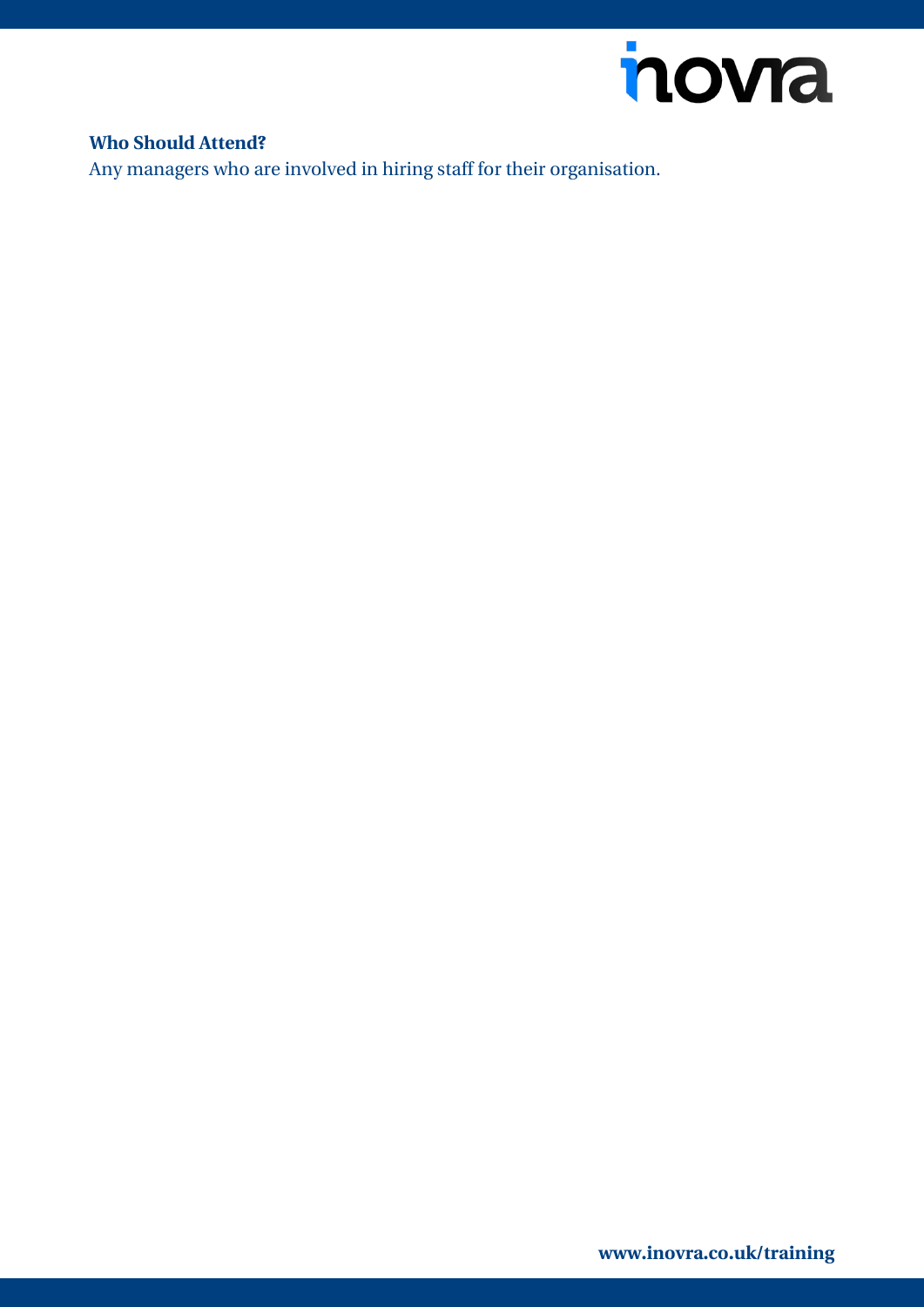**Who Should Attend?**

Any managers who are involved in hiring staff for their organisation.